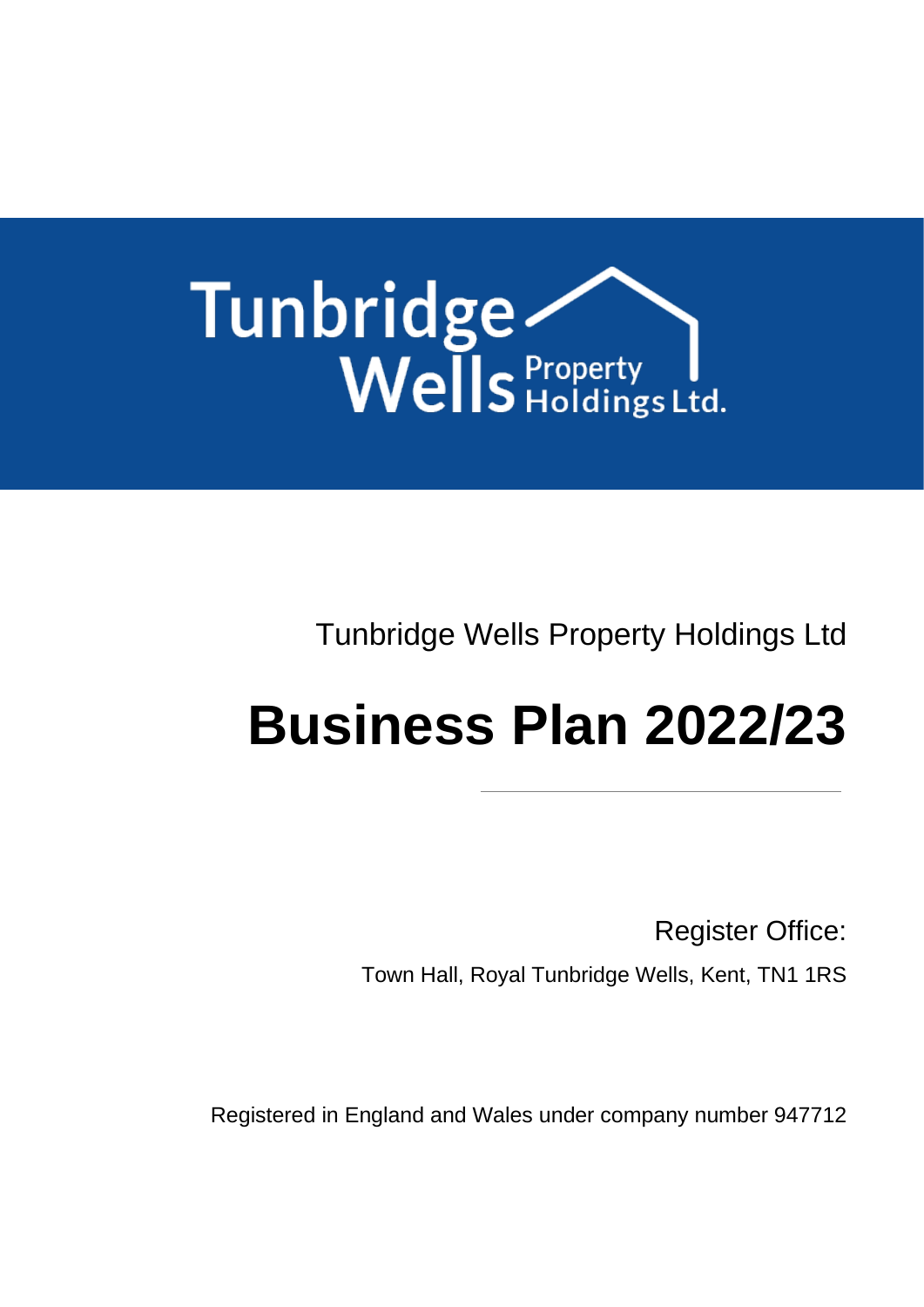Tunbridge Wells Property Holdings Ltd.

Tunbridge Wells Property Holdings Ltd

# Business Plan 2022/23

Register Office:

Town Hall, Royal Tunbridge Wells, Kent, TN1 1RS

Registered in England and Wales under company number 947712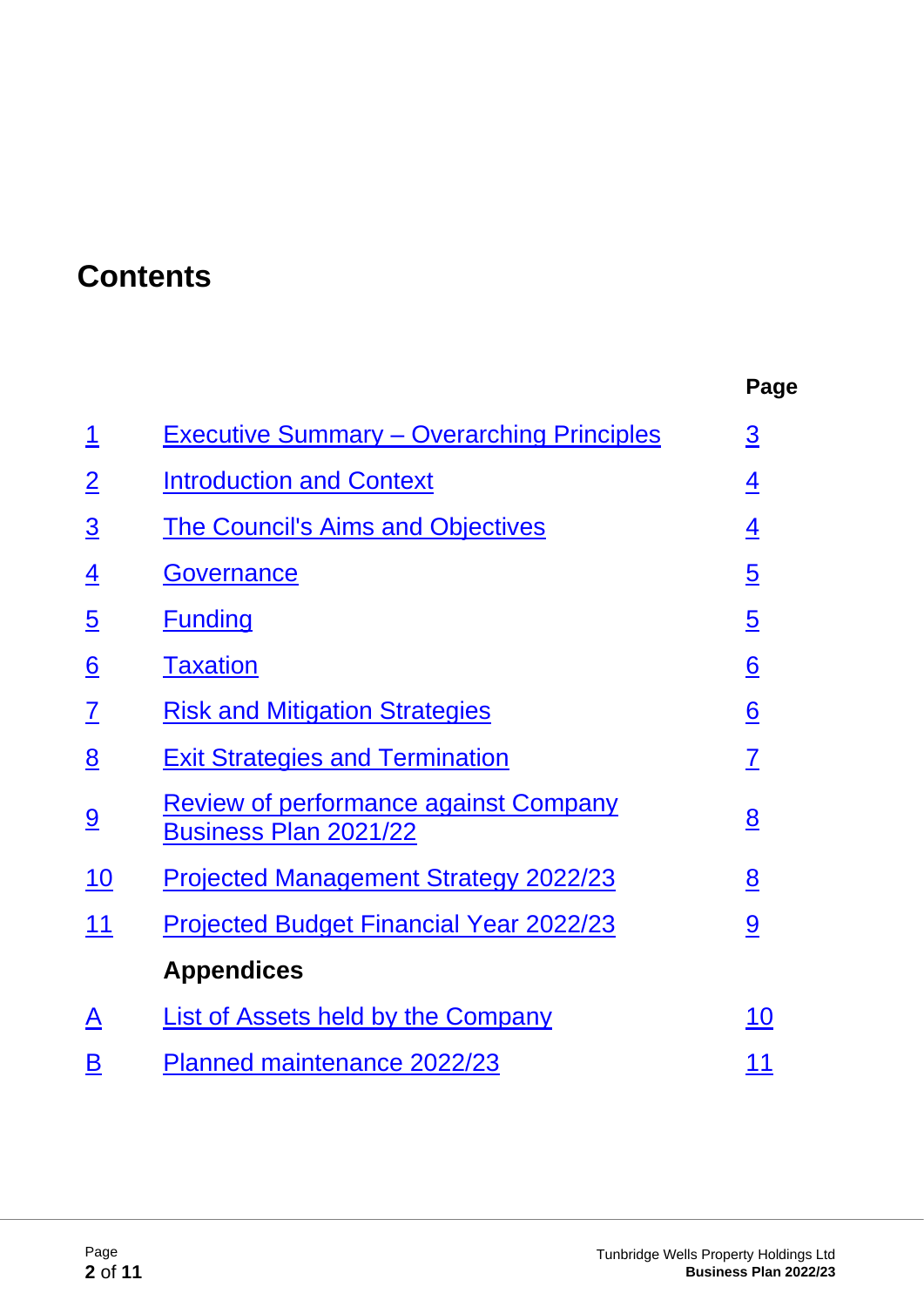# Contents

| | | Page |
|---|---|---|
| 1 | Executive Summary – Overarching Principles | 3 |
| 2 | Introduction and Context | 4 |
| 3 | The Council's Aims and Objectives | 4 |
| 4 | Governance | 5 |
| 5 | Funding | 5 |
| 6 | Taxation | 6 |
| 7 | Risk and Mitigation Strategies | 6 |
| 8 | Exit Strategies and Termination | 7 |
| 9 | Review of performance against Company Business Plan 2021/22 | 8 |
| 10 | Projected Management Strategy 2022/23 | 8 |
| 11 | Projected Budget Financial Year 2022/23 | 9 |
| | **Appendices** | |
| A | List of Assets held by the Company | 10 |
| B | Planned maintenance 2022/23 | 11 |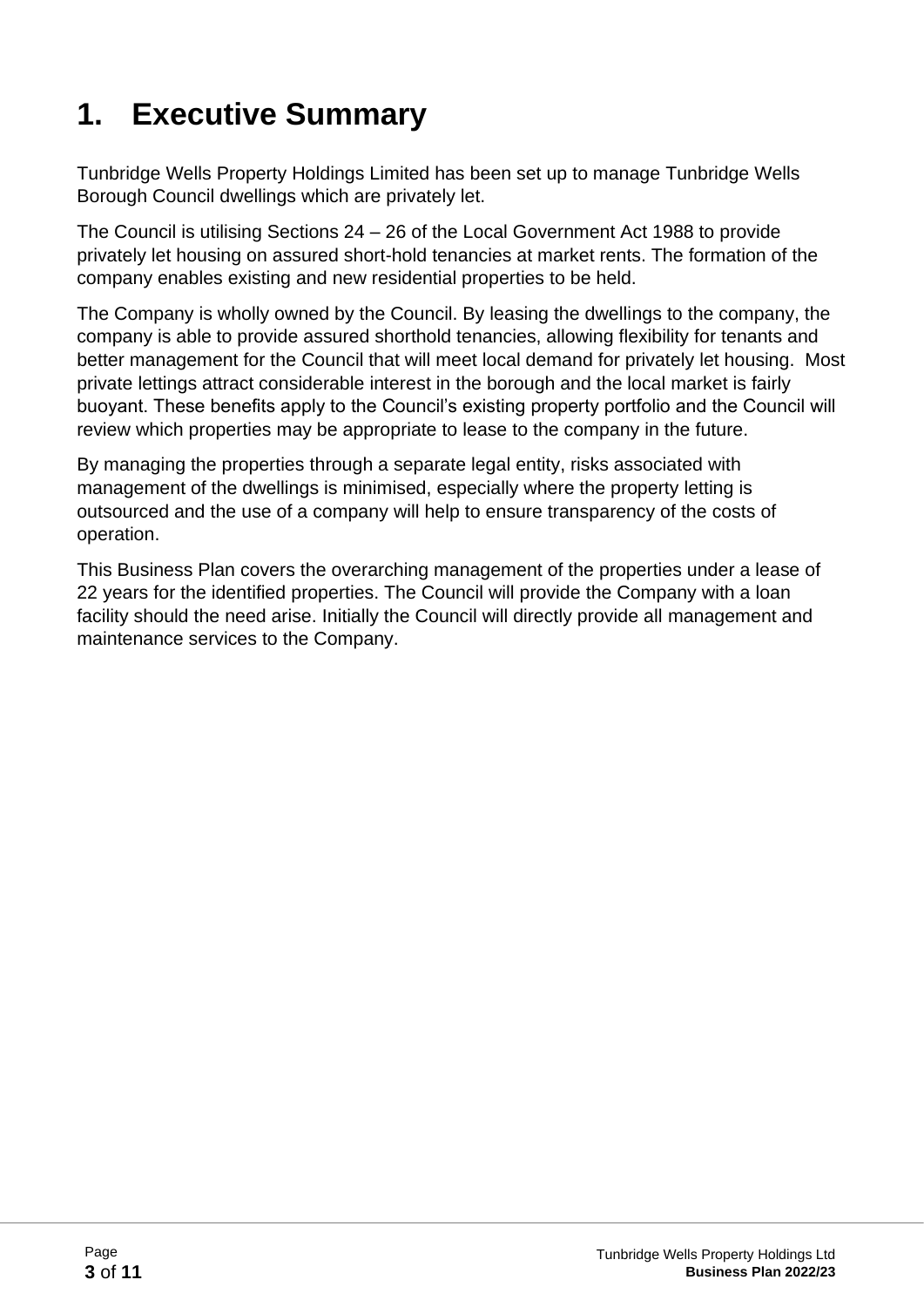# 1. Executive Summary

Tunbridge Wells Property Holdings Limited has been set up to manage Tunbridge Wells Borough Council dwellings which are privately let.

The Council is utilising Sections 24 – 26 of the Local Government Act 1988 to provide privately let housing on assured short-hold tenancies at market rents. The formation of the company enables existing and new residential properties to be held.

The Company is wholly owned by the Council. By leasing the dwellings to the company, the company is able to provide assured shorthold tenancies, allowing flexibility for tenants and better management for the Council that will meet local demand for privately let housing. Most private lettings attract considerable interest in the borough and the local market is fairly buoyant. These benefits apply to the Council's existing property portfolio and the Council will review which properties may be appropriate to lease to the company in the future.

By managing the properties through a separate legal entity, risks associated with management of the dwellings is minimised, especially where the property letting is outsourced and the use of a company will help to ensure transparency of the costs of operation.

This Business Plan covers the overarching management of the properties under a lease of 22 years for the identified properties. The Council will provide the Company with a loan facility should the need arise. Initially the Council will directly provide all management and maintenance services to the Company.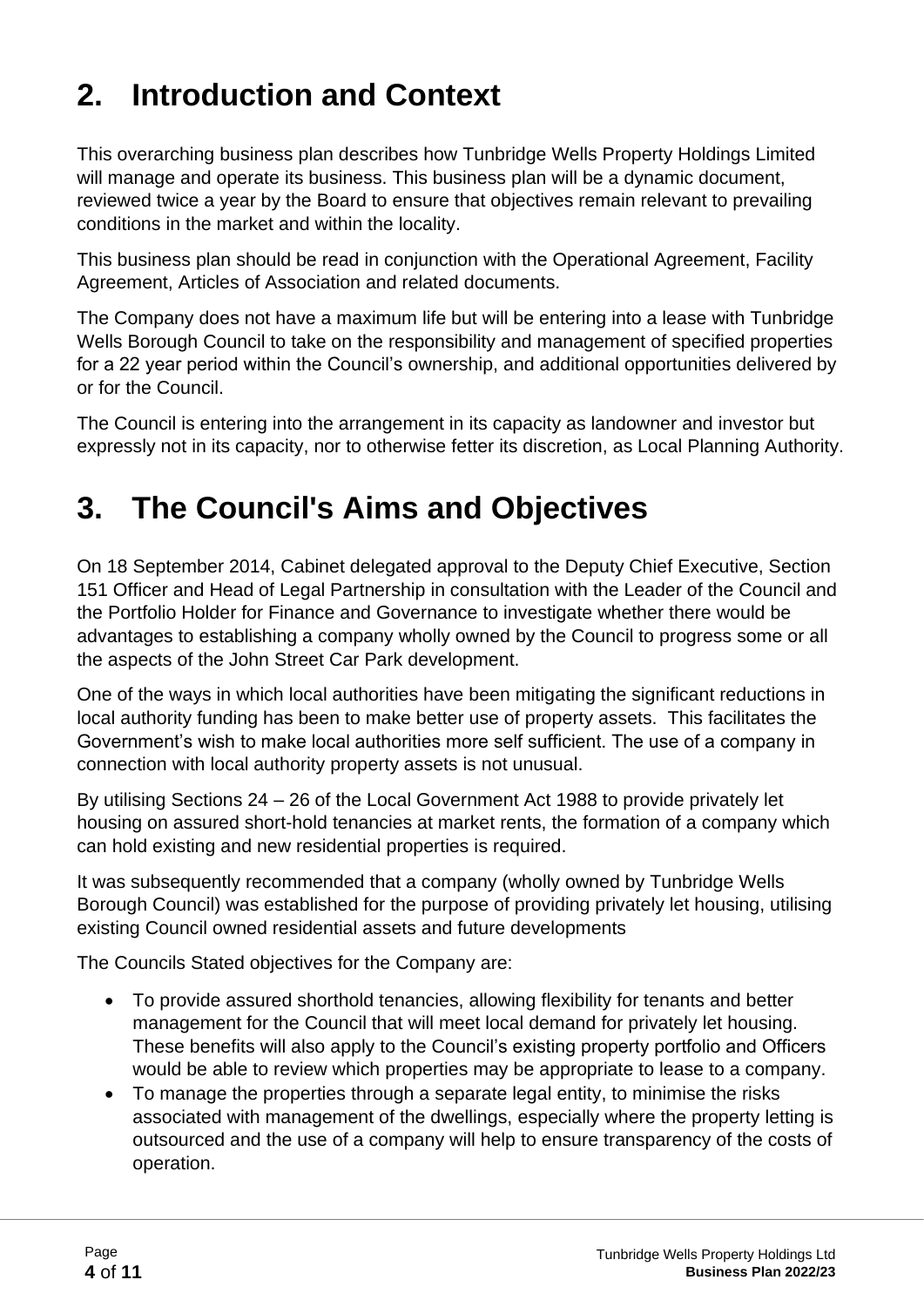## 2. Introduction and Context

This overarching business plan describes how Tunbridge Wells Property Holdings Limited will manage and operate its business. This business plan will be a dynamic document, reviewed twice a year by the Board to ensure that objectives remain relevant to prevailing conditions in the market and within the locality.

This business plan should be read in conjunction with the Operational Agreement, Facility Agreement, Articles of Association and related documents.

The Company does not have a maximum life but will be entering into a lease with Tunbridge Wells Borough Council to take on the responsibility and management of specified properties for a 22 year period within the Council's ownership, and additional opportunities delivered by or for the Council.

The Council is entering into the arrangement in its capacity as landowner and investor but expressly not in its capacity, nor to otherwise fetter its discretion, as Local Planning Authority.

## 3. The Council's Aims and Objectives

On 18 September 2014, Cabinet delegated approval to the Deputy Chief Executive, Section 151 Officer and Head of Legal Partnership in consultation with the Leader of the Council and the Portfolio Holder for Finance and Governance to investigate whether there would be advantages to establishing a company wholly owned by the Council to progress some or all the aspects of the John Street Car Park development.

One of the ways in which local authorities have been mitigating the significant reductions in local authority funding has been to make better use of property assets. This facilitates the Government's wish to make local authorities more self sufficient. The use of a company in connection with local authority property assets is not unusual.

By utilising Sections 24 – 26 of the Local Government Act 1988 to provide privately let housing on assured short-hold tenancies at market rents, the formation of a company which can hold existing and new residential properties is required.

It was subsequently recommended that a company (wholly owned by Tunbridge Wells Borough Council) was established for the purpose of providing privately let housing, utilising existing Council owned residential assets and future developments

The Councils Stated objectives for the Company are:

- To provide assured shorthold tenancies, allowing flexibility for tenants and better management for the Council that will meet local demand for privately let housing. These benefits will also apply to the Council's existing property portfolio and Officers would be able to review which properties may be appropriate to lease to a company.
- To manage the properties through a separate legal entity, to minimise the risks associated with management of the dwellings, especially where the property letting is outsourced and the use of a company will help to ensure transparency of the costs of operation.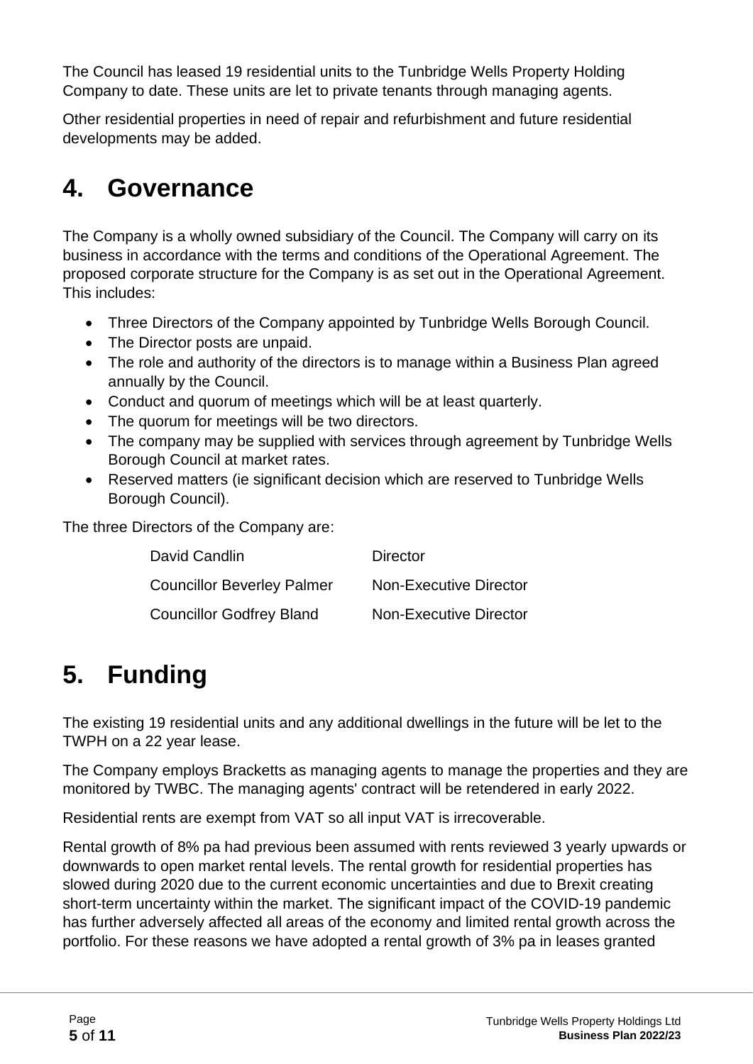The Council has leased 19 residential units to the Tunbridge Wells Property Holding Company to date. These units are let to private tenants through managing agents.

Other residential properties in need of repair and refurbishment and future residential developments may be added.

# 4. Governance

The Company is a wholly owned subsidiary of the Council. The Company will carry on its business in accordance with the terms and conditions of the Operational Agreement. The proposed corporate structure for the Company is as set out in the Operational Agreement. This includes:

- Three Directors of the Company appointed by Tunbridge Wells Borough Council.
- The Director posts are unpaid.
- The role and authority of the directors is to manage within a Business Plan agreed annually by the Council.
- Conduct and quorum of meetings which will be at least quarterly.
- The quorum for meetings will be two directors.
- The company may be supplied with services through agreement by Tunbridge Wells Borough Council at market rates.
- Reserved matters (ie significant decision which are reserved to Tunbridge Wells Borough Council).

The three Directors of the Company are:

| | |
|---|---|
| David Candlin | Director |
| Councillor Beverley Palmer | Non-Executive Director |
| Councillor Godfrey Bland | Non-Executive Director |

# 5. Funding

The existing 19 residential units and any additional dwellings in the future will be let to the TWPH on a 22 year lease.

The Company employs Bracketts as managing agents to manage the properties and they are monitored by TWBC. The managing agents' contract will be retendered in early 2022.

Residential rents are exempt from VAT so all input VAT is irrecoverable.

Rental growth of 8% pa had previous been assumed with rents reviewed 3 yearly upwards or downwards to open market rental levels. The rental growth for residential properties has slowed during 2020 due to the current economic uncertainties and due to Brexit creating short-term uncertainty within the market. The significant impact of the COVID-19 pandemic has further adversely affected all areas of the economy and limited rental growth across the portfolio. For these reasons we have adopted a rental growth of 3% pa in leases granted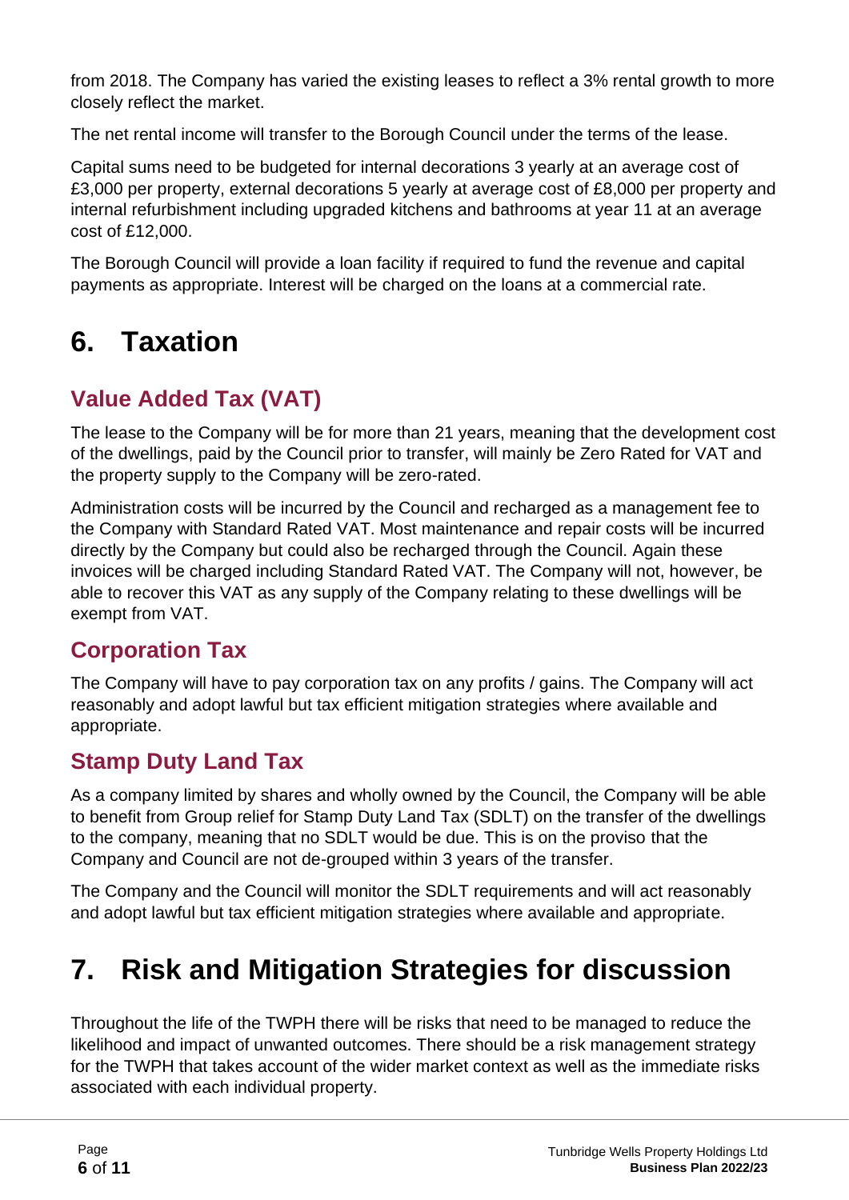from 2018. The Company has varied the existing leases to reflect a 3% rental growth to more closely reflect the market.

The net rental income will transfer to the Borough Council under the terms of the lease.

Capital sums need to be budgeted for internal decorations 3 yearly at an average cost of £3,000 per property, external decorations 5 yearly at average cost of £8,000 per property and internal refurbishment including upgraded kitchens and bathrooms at year 11 at an average cost of £12,000.

The Borough Council will provide a loan facility if required to fund the revenue and capital payments as appropriate. Interest will be charged on the loans at a commercial rate.

# 6. Taxation

## Value Added Tax (VAT)

The lease to the Company will be for more than 21 years, meaning that the development cost of the dwellings, paid by the Council prior to transfer, will mainly be Zero Rated for VAT and the property supply to the Company will be zero-rated.

Administration costs will be incurred by the Council and recharged as a management fee to the Company with Standard Rated VAT. Most maintenance and repair costs will be incurred directly by the Company but could also be recharged through the Council. Again these invoices will be charged including Standard Rated VAT. The Company will not, however, be able to recover this VAT as any supply of the Company relating to these dwellings will be exempt from VAT.

## Corporation Tax

The Company will have to pay corporation tax on any profits / gains. The Company will act reasonably and adopt lawful but tax efficient mitigation strategies where available and appropriate.

## Stamp Duty Land Tax

As a company limited by shares and wholly owned by the Council, the Company will be able to benefit from Group relief for Stamp Duty Land Tax (SDLT) on the transfer of the dwellings to the company, meaning that no SDLT would be due. This is on the proviso that the Company and Council are not de-grouped within 3 years of the transfer.

The Company and the Council will monitor the SDLT requirements and will act reasonably and adopt lawful but tax efficient mitigation strategies where available and appropriate.

# 7. Risk and Mitigation Strategies for discussion

Throughout the life of the TWPH there will be risks that need to be managed to reduce the likelihood and impact of unwanted outcomes. There should be a risk management strategy for the TWPH that takes account of the wider market context as well as the immediate risks associated with each individual property.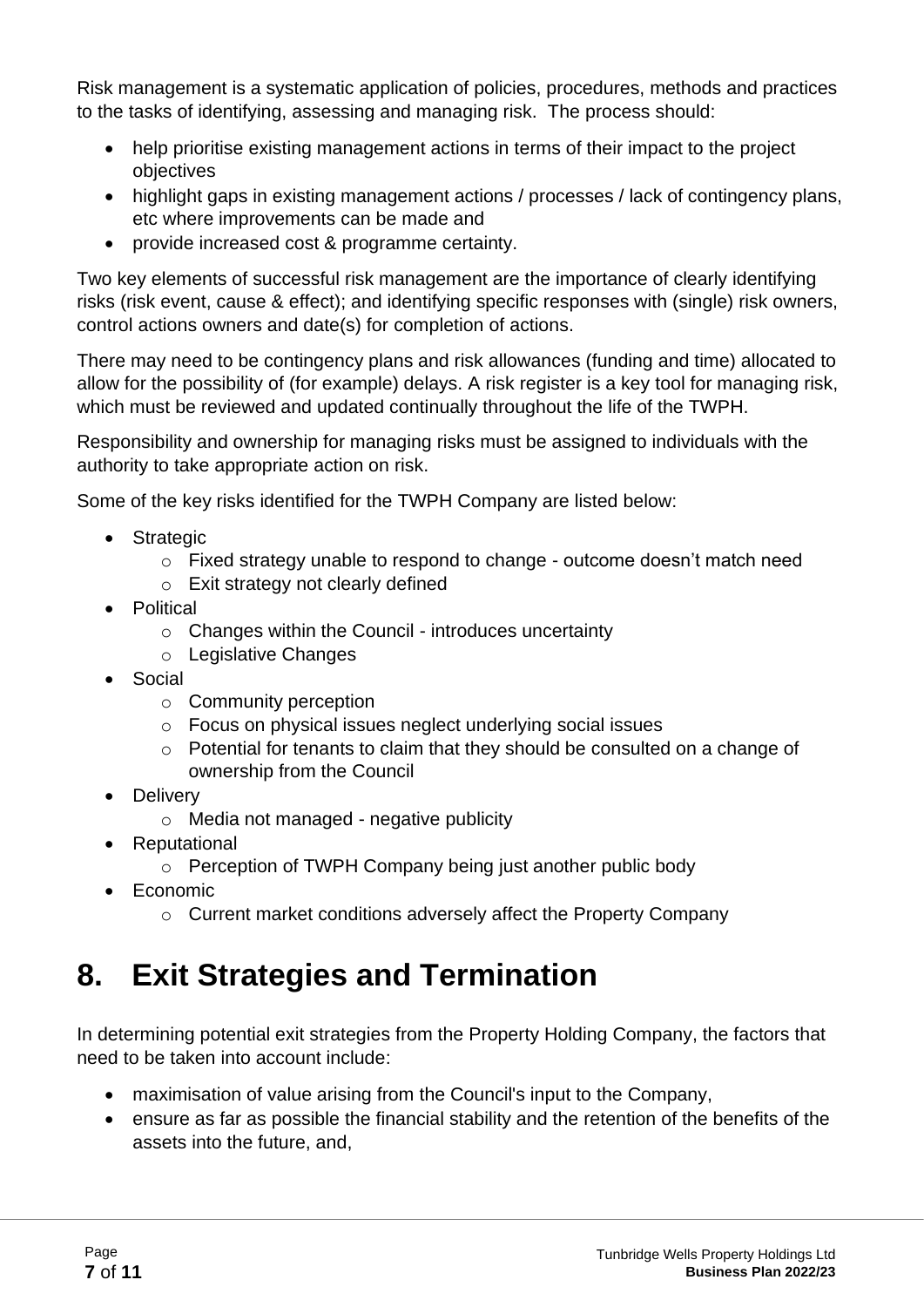Risk management is a systematic application of policies, procedures, methods and practices to the tasks of identifying, assessing and managing risk.  The process should:

- help prioritise existing management actions in terms of their impact to the project objectives
- highlight gaps in existing management actions / processes / lack of contingency plans, etc where improvements can be made and
- provide increased cost & programme certainty.

Two key elements of successful risk management are the importance of clearly identifying risks (risk event, cause & effect); and identifying specific responses with (single) risk owners, control actions owners and date(s) for completion of actions.

There may need to be contingency plans and risk allowances (funding and time) allocated to allow for the possibility of (for example) delays. A risk register is a key tool for managing risk, which must be reviewed and updated continually throughout the life of the TWPH.

Responsibility and ownership for managing risks must be assigned to individuals with the authority to take appropriate action on risk.

Some of the key risks identified for the TWPH Company are listed below:

- Strategic
  - Fixed strategy unable to respond to change - outcome doesn't match need
  - Exit strategy not clearly defined
- Political
  - Changes within the Council - introduces uncertainty
  - Legislative Changes
- Social
  - Community perception
  - Focus on physical issues neglect underlying social issues
  - Potential for tenants to claim that they should be consulted on a change of ownership from the Council
- Delivery
  - Media not managed - negative publicity
- Reputational
  - Perception of TWPH Company being just another public body
- Economic
  - Current market conditions adversely affect the Property Company

# 8. Exit Strategies and Termination

In determining potential exit strategies from the Property Holding Company, the factors that need to be taken into account include:

- maximisation of value arising from the Council's input to the Company,
- ensure as far as possible the financial stability and the retention of the benefits of the assets into the future, and,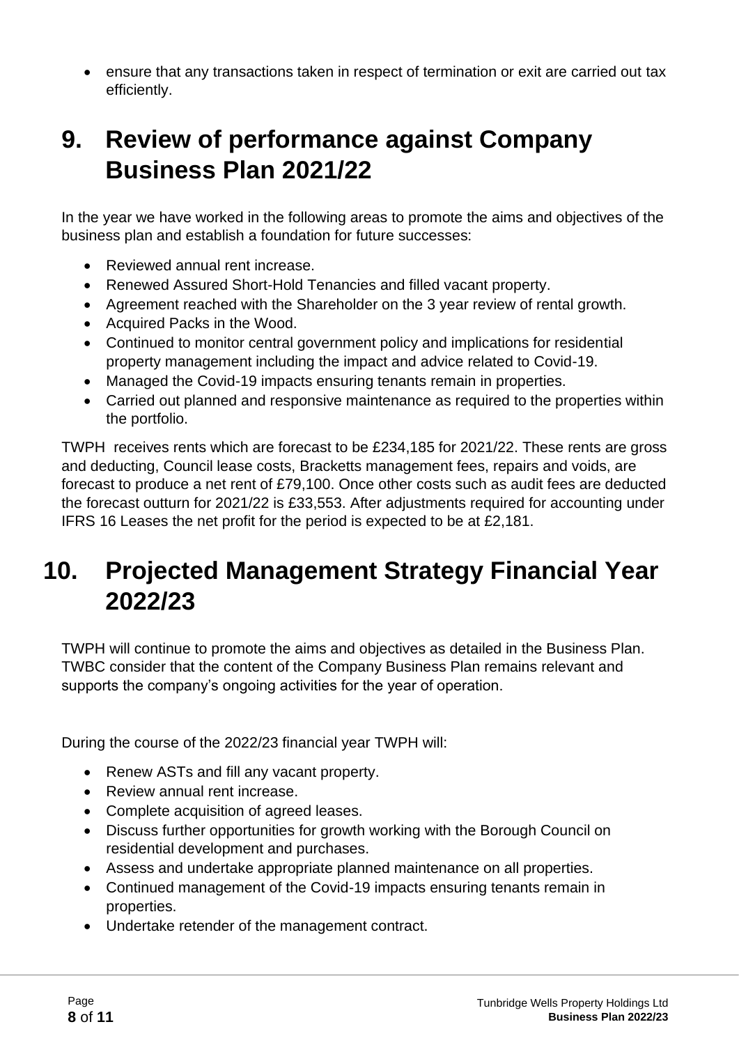- ensure that any transactions taken in respect of termination or exit are carried out tax efficiently.

# 9. Review of performance against Company Business Plan 2021/22

In the year we have worked in the following areas to promote the aims and objectives of the business plan and establish a foundation for future successes:

- Reviewed annual rent increase.
- Renewed Assured Short-Hold Tenancies and filled vacant property.
- Agreement reached with the Shareholder on the 3 year review of rental growth.
- Acquired Packs in the Wood.
- Continued to monitor central government policy and implications for residential property management including the impact and advice related to Covid-19.
- Managed the Covid-19 impacts ensuring tenants remain in properties.
- Carried out planned and responsive maintenance as required to the properties within the portfolio.

TWPH receives rents which are forecast to be £234,185 for 2021/22. These rents are gross and deducting, Council lease costs, Bracketts management fees, repairs and voids, are forecast to produce a net rent of £79,100. Once other costs such as audit fees are deducted the forecast outturn for 2021/22 is £33,553. After adjustments required for accounting under IFRS 16 Leases the net profit for the period is expected to be at £2,181.

# 10. Projected Management Strategy Financial Year 2022/23

TWPH will continue to promote the aims and objectives as detailed in the Business Plan. TWBC consider that the content of the Company Business Plan remains relevant and supports the company's ongoing activities for the year of operation.

During the course of the 2022/23 financial year TWPH will:

- Renew ASTs and fill any vacant property.
- Review annual rent increase.
- Complete acquisition of agreed leases.
- Discuss further opportunities for growth working with the Borough Council on residential development and purchases.
- Assess and undertake appropriate planned maintenance on all properties.
- Continued management of the Covid-19 impacts ensuring tenants remain in properties.
- Undertake retender of the management contract.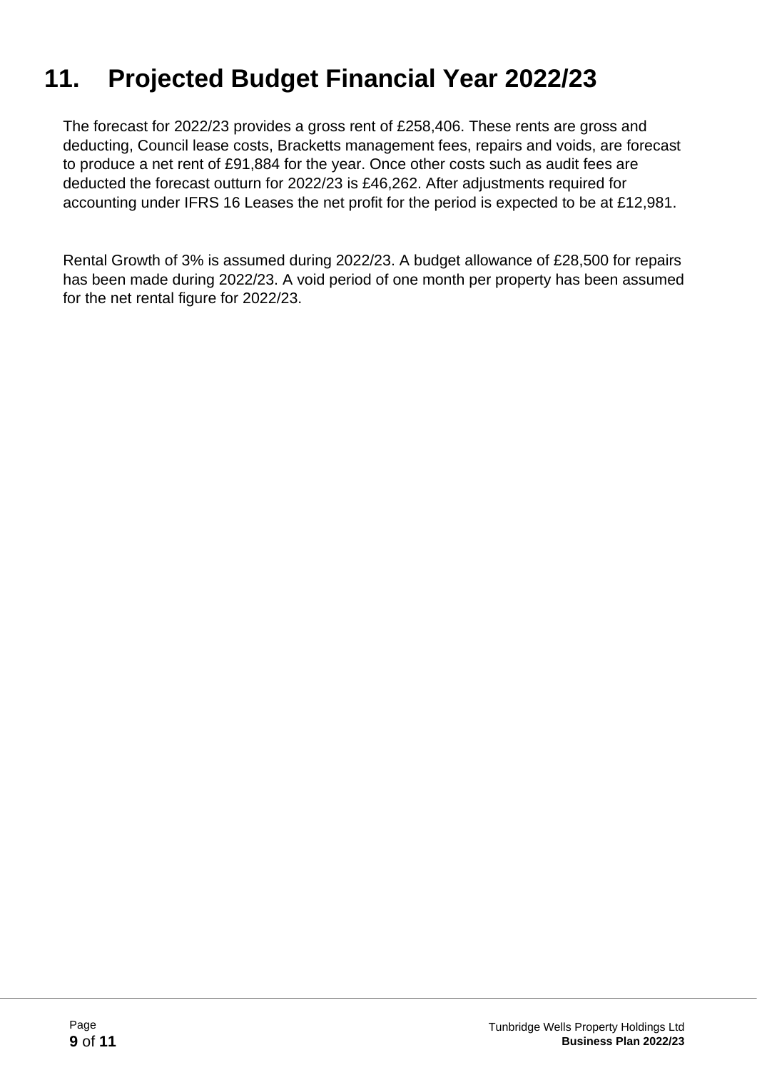# 11. Projected Budget Financial Year 2022/23

The forecast for 2022/23 provides a gross rent of £258,406. These rents are gross and deducting, Council lease costs, Bracketts management fees, repairs and voids, are forecast to produce a net rent of £91,884 for the year. Once other costs such as audit fees are deducted the forecast outturn for 2022/23 is £46,262. After adjustments required for accounting under IFRS 16 Leases the net profit for the period is expected to be at £12,981.

Rental Growth of 3% is assumed during 2022/23. A budget allowance of £28,500 for repairs has been made during 2022/23. A void period of one month per property has been assumed for the net rental figure for 2022/23.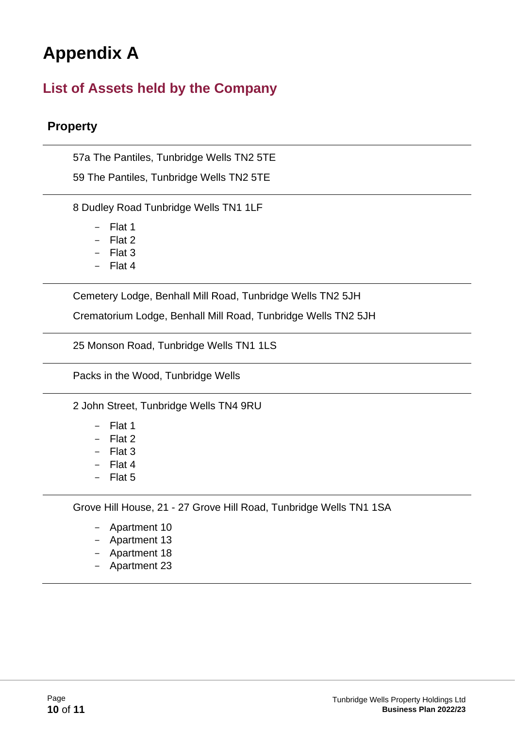# Appendix A

## List of Assets held by the Company

### Property

57a The Pantiles, Tunbridge Wells TN2 5TE

59 The Pantiles, Tunbridge Wells TN2 5TE

8 Dudley Road Tunbridge Wells TN1 1LF

- Flat 1
- Flat 2
- Flat 3
- Flat 4

Cemetery Lodge, Benhall Mill Road, Tunbridge Wells TN2 5JH

Crematorium Lodge, Benhall Mill Road, Tunbridge Wells TN2 5JH

25 Monson Road, Tunbridge Wells TN1 1LS

Packs in the Wood, Tunbridge Wells

2 John Street, Tunbridge Wells TN4 9RU

- Flat 1
- Flat 2
- Flat 3
- Flat 4
- Flat 5

Grove Hill House, 21 - 27 Grove Hill Road, Tunbridge Wells TN1 1SA

- Apartment 10
- Apartment 13
- Apartment 18
- Apartment 23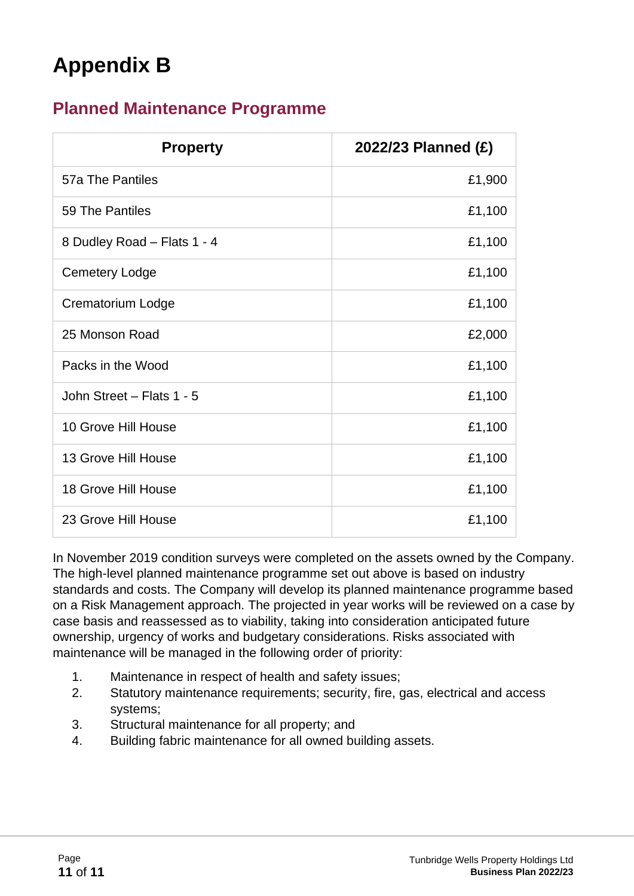# Appendix B

## Planned Maintenance Programme

| Property | 2022/23 Planned (£) |
|---|---:|
| 57a The Pantiles | £1,900 |
| 59 The Pantiles | £1,100 |
| 8 Dudley Road – Flats 1 - 4 | £1,100 |
| Cemetery Lodge | £1,100 |
| Crematorium Lodge | £1,100 |
| 25 Monson Road | £2,000 |
| Packs in the Wood | £1,100 |
| John Street – Flats 1 - 5 | £1,100 |
| 10 Grove Hill House | £1,100 |
| 13 Grove Hill House | £1,100 |
| 18 Grove Hill House | £1,100 |
| 23 Grove Hill House | £1,100 |

In November 2019 condition surveys were completed on the assets owned by the Company. The high-level planned maintenance programme set out above is based on industry standards and costs. The Company will develop its planned maintenance programme based on a Risk Management approach. The projected in year works will be reviewed on a case by case basis and reassessed as to viability, taking into consideration anticipated future ownership, urgency of works and budgetary considerations. Risks associated with maintenance will be managed in the following order of priority:

1. Maintenance in respect of health and safety issues;
2. Statutory maintenance requirements; security, fire, gas, electrical and access systems;
3. Structural maintenance for all property; and
4. Building fabric maintenance for all owned building assets.